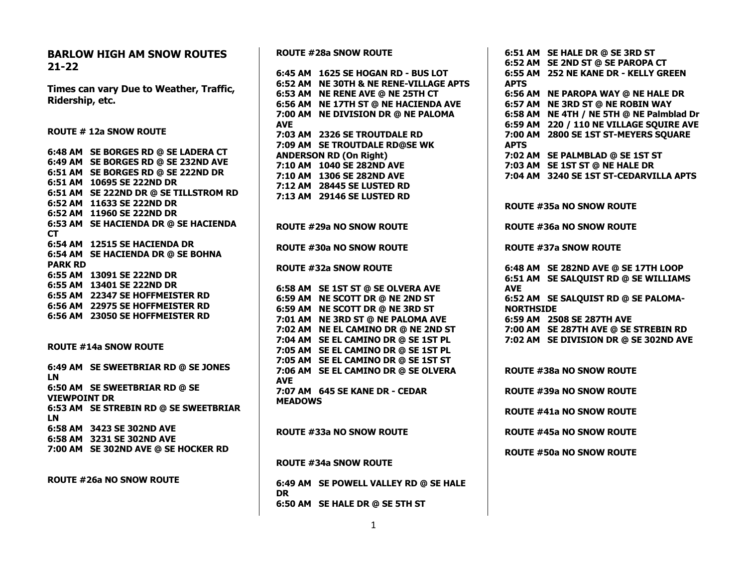# BARLOW HIGH AM SNOW ROUTES 21-22

**Times can vary Due to Weather, Traffic, Ridership, etc.**

## ROUTE # 12a SNOW ROUTE

**6:48 AM SE BORGES RD @ SE LADERA CT**
**6:49 AM SE BORGES RD @ SE 232ND AVE**
**6:51 AM SE BORGES RD @ SE 222ND DR**
**6:51 AM 10695 SE 222ND DR**
**6:51 AM SE 222ND DR @ SE TILLSTROM RD**
**6:52 AM 11633 SE 222ND DR**
**6:52 AM 11960 SE 222ND DR**
**6:53 AM SE HACIENDA DR @ SE HACIENDA CT**
**6:54 AM 12515 SE HACIENDA DR**
**6:54 AM SE HACIENDA DR @ SE BOHNA PARK RD**
**6:55 AM 13091 SE 222ND DR**
**6:55 AM 13401 SE 222ND DR**
**6:55 AM 22347 SE HOFFMEISTER RD**
**6:56 AM 22975 SE HOFFMEISTER RD**
**6:56 AM 23050 SE HOFFMEISTER RD**

## ROUTE #14a SNOW ROUTE

**6:49 AM SE SWEETBRIAR RD @ SE JONES LN**
**6:50 AM SE SWEETBRIAR RD @ SE VIEWPOINT DR**
**6:53 AM SE STREBIN RD @ SE SWEETBRIAR LN**
**6:58 AM 3423 SE 302ND AVE**
**6:58 AM 3231 SE 302ND AVE**
**7:00 AM SE 302ND AVE @ SE HOCKER RD**

## ROUTE #26a NO SNOW ROUTE

## ROUTE #28a SNOW ROUTE

**6:45 AM 1625 SE HOGAN RD - BUS LOT**
**6:52 AM NE 30TH & NE RENE-VILLAGE APTS**
**6:53 AM NE RENE AVE @ NE 25TH CT**
**6:56 AM NE 17TH ST @ NE HACIENDA AVE**
**7:00 AM NE DIVISION DR @ NE PALOMA AVE**
**7:03 AM 2326 SE TROUTDALE RD**
**7:09 AM SE TROUTDALE RD@SE WK ANDERSON RD (On Right)**
**7:10 AM 1040 SE 282ND AVE**
**7:10 AM 1306 SE 282ND AVE**
**7:12 AM 28445 SE LUSTED RD**
**7:13 AM 29146 SE LUSTED RD**

## ROUTE #29a NO SNOW ROUTE

## ROUTE #30a NO SNOW ROUTE

## ROUTE #32a SNOW ROUTE

**6:58 AM SE 1ST ST @ SE OLVERA AVE**
**6:59 AM NE SCOTT DR @ NE 2ND ST**
**6:59 AM NE SCOTT DR @ NE 3RD ST**
**7:01 AM NE 3RD ST @ NE PALOMA AVE**
**7:02 AM NE EL CAMINO DR @ NE 2ND ST**
**7:04 AM SE EL CAMINO DR @ SE 1ST PL**
**7:05 AM SE EL CAMINO DR @ SE 1ST PL**
**7:05 AM SE EL CAMINO DR @ SE 1ST ST**
**7:06 AM SE EL CAMINO DR @ SE OLVERA AVE**
**7:07 AM 645 SE KANE DR - CEDAR MEADOWS**

## ROUTE #33a NO SNOW ROUTE

## ROUTE #34a SNOW ROUTE

**6:49 AM SE POWELL VALLEY RD @ SE HALE DR**
**6:50 AM SE HALE DR @ SE 5TH ST**
**6:51 AM SE HALE DR @ SE 3RD ST**
**6:52 AM SE 2ND ST @ SE PAROPA CT**
**6:55 AM 252 NE KANE DR - KELLY GREEN APTS**
**6:56 AM NE PAROPA WAY @ NE HALE DR**
**6:57 AM NE 3RD ST @ NE ROBIN WAY**
**6:58 AM NE 4TH / NE 5TH @ NE Palmblad Dr**
**6:59 AM 220 / 110 NE VILLAGE SQUIRE AVE**
**7:00 AM 2800 SE 1ST ST-MEYERS SQUARE APTS**
**7:02 AM SE PALMBLAD @ SE 1ST ST**
**7:03 AM SE 1ST ST @ NE HALE DR**
**7:04 AM 3240 SE 1ST ST-CEDARVILLA APTS**

## ROUTE #35a NO SNOW ROUTE

## ROUTE #36a NO SNOW ROUTE

## ROUTE #37a SNOW ROUTE

**6:48 AM SE 282ND AVE @ SE 17TH LOOP**
**6:51 AM SE SALQUIST RD @ SE WILLIAMS AVE**
**6:52 AM SE SALQUIST RD @ SE PALOMA-NORTHSIDE**
**6:59 AM 2508 SE 287TH AVE**
**7:00 AM SE 287TH AVE @ SE STREBIN RD**
**7:02 AM SE DIVISION DR @ SE 302ND AVE**

## ROUTE #38a NO SNOW ROUTE

## ROUTE #39a NO SNOW ROUTE

## ROUTE #41a NO SNOW ROUTE

## ROUTE #45a NO SNOW ROUTE

## ROUTE #50a NO SNOW ROUTE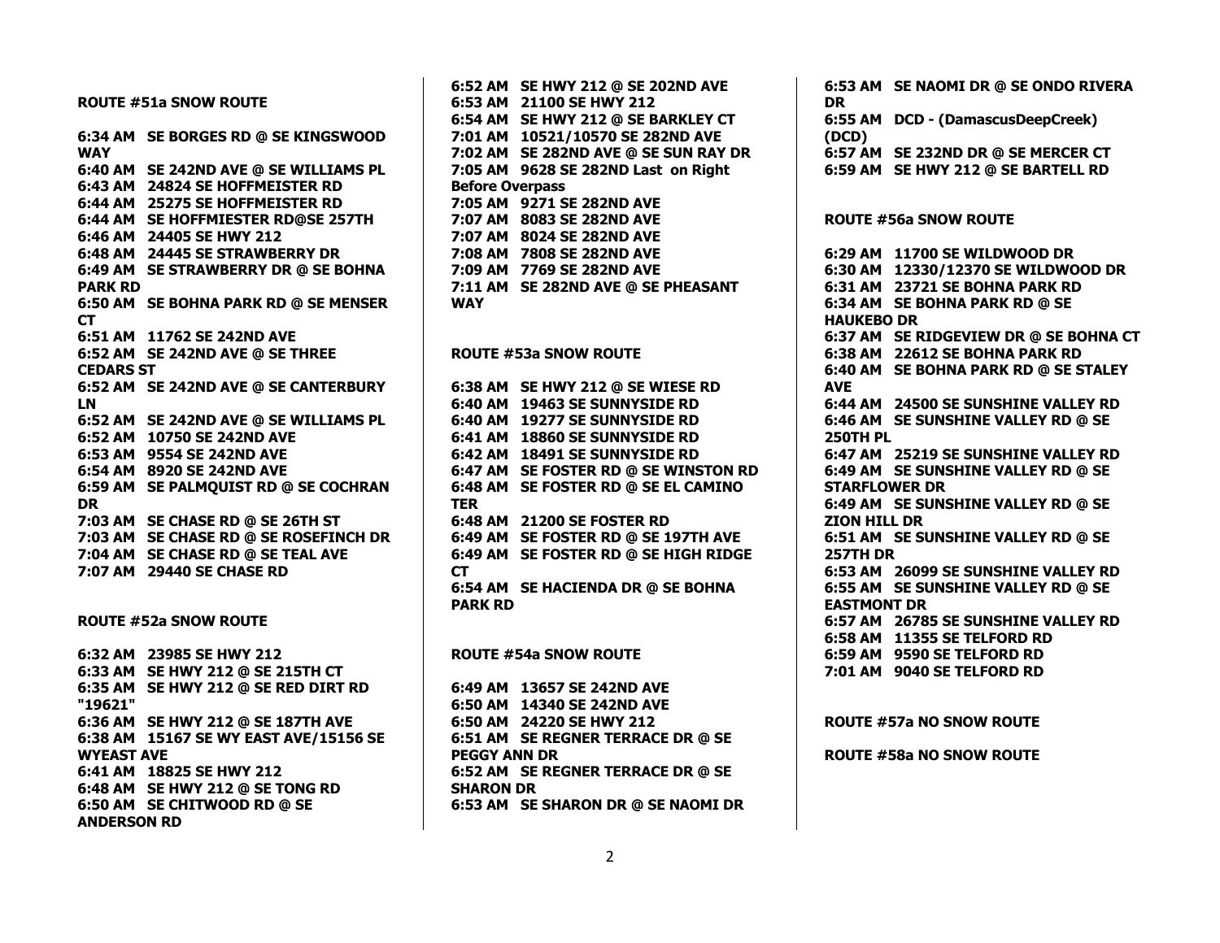**ROUTE #51a SNOW ROUTE**

**6:34 AM SE BORGES RD @ SE KINGSWOOD WAY**
**6:40 AM SE 242ND AVE @ SE WILLIAMS PL**
**6:43 AM 24824 SE HOFFMEISTER RD**
**6:44 AM 25275 SE HOFFMEISTER RD**
**6:44 AM SE HOFFMIESTER RD@SE 257TH**
**6:46 AM 24405 SE HWY 212**
**6:48 AM 24445 SE STRAWBERRY DR**
**6:49 AM SE STRAWBERRY DR @ SE BOHNA PARK RD**
**6:50 AM SE BOHNA PARK RD @ SE MENSER CT**
**6:51 AM 11762 SE 242ND AVE**
**6:52 AM SE 242ND AVE @ SE THREE CEDARS ST**
**6:52 AM SE 242ND AVE @ SE CANTERBURY LN**
**6:52 AM SE 242ND AVE @ SE WILLIAMS PL**
**6:52 AM 10750 SE 242ND AVE**
**6:53 AM 9554 SE 242ND AVE**
**6:54 AM 8920 SE 242ND AVE**
**6:59 AM SE PALMQUIST RD @ SE COCHRAN DR**
**7:03 AM SE CHASE RD @ SE 26TH ST**
**7:03 AM SE CHASE RD @ SE ROSEFINCH DR**
**7:04 AM SE CHASE RD @ SE TEAL AVE**
**7:07 AM 29440 SE CHASE RD**

**ROUTE #52a SNOW ROUTE**

**6:32 AM 23985 SE HWY 212**
**6:33 AM SE HWY 212 @ SE 215TH CT**
**6:35 AM SE HWY 212 @ SE RED DIRT RD "19621"**
**6:36 AM SE HWY 212 @ SE 187TH AVE**
**6:38 AM 15167 SE WY EAST AVE/15156 SE WYEAST AVE**
**6:41 AM 18825 SE HWY 212**
**6:48 AM SE HWY 212 @ SE TONG RD**
**6:50 AM SE CHITWOOD RD @ SE ANDERSON RD**
**6:52 AM SE HWY 212 @ SE 202ND AVE**
**6:53 AM 21100 SE HWY 212**
**6:54 AM SE HWY 212 @ SE BARKLEY CT**
**7:01 AM 10521/10570 SE 282ND AVE**
**7:02 AM SE 282ND AVE @ SE SUN RAY DR**
**7:05 AM 9628 SE 282ND Last on Right Before Overpass**
**7:05 AM 9271 SE 282ND AVE**
**7:07 AM 8083 SE 282ND AVE**
**7:07 AM 8024 SE 282ND AVE**
**7:08 AM 7808 SE 282ND AVE**
**7:09 AM 7769 SE 282ND AVE**
**7:11 AM SE 282ND AVE @ SE PHEASANT WAY**

**ROUTE #53a SNOW ROUTE**

**6:38 AM SE HWY 212 @ SE WIESE RD**
**6:40 AM 19463 SE SUNNYSIDE RD**
**6:40 AM 19277 SE SUNNYSIDE RD**
**6:41 AM 18860 SE SUNNYSIDE RD**
**6:42 AM 18491 SE SUNNYSIDE RD**
**6:47 AM SE FOSTER RD @ SE WINSTON RD**
**6:48 AM SE FOSTER RD @ SE EL CAMINO TER**
**6:48 AM 21200 SE FOSTER RD**
**6:49 AM SE FOSTER RD @ SE 197TH AVE**
**6:49 AM SE FOSTER RD @ SE HIGH RIDGE CT**
**6:54 AM SE HACIENDA DR @ SE BOHNA PARK RD**

**ROUTE #54a SNOW ROUTE**

**6:49 AM 13657 SE 242ND AVE**
**6:50 AM 14340 SE 242ND AVE**
**6:50 AM 24220 SE HWY 212**
**6:51 AM SE REGNER TERRACE DR @ SE PEGGY ANN DR**
**6:52 AM SE REGNER TERRACE DR @ SE SHARON DR**
**6:53 AM SE SHARON DR @ SE NAOMI DR**
**6:53 AM SE NAOMI DR @ SE ONDO RIVERA DR**
**6:55 AM DCD - (DamascusDeepCreek) (DCD)**
**6:57 AM SE 232ND DR @ SE MERCER CT**
**6:59 AM SE HWY 212 @ SE BARTELL RD**

**ROUTE #56a SNOW ROUTE**

**6:29 AM 11700 SE WILDWOOD DR**
**6:30 AM 12330/12370 SE WILDWOOD DR**
**6:31 AM 23721 SE BOHNA PARK RD**
**6:34 AM SE BOHNA PARK RD @ SE HAUKEBO DR**
**6:37 AM SE RIDGEVIEW DR @ SE BOHNA CT**
**6:38 AM 22612 SE BOHNA PARK RD**
**6:40 AM SE BOHNA PARK RD @ SE STALEY AVE**
**6:44 AM 24500 SE SUNSHINE VALLEY RD**
**6:46 AM SE SUNSHINE VALLEY RD @ SE 250TH PL**
**6:47 AM 25219 SE SUNSHINE VALLEY RD**
**6:49 AM SE SUNSHINE VALLEY RD @ SE STARFLOWER DR**
**6:49 AM SE SUNSHINE VALLEY RD @ SE ZION HILL DR**
**6:51 AM SE SUNSHINE VALLEY RD @ SE 257TH DR**
**6:53 AM 26099 SE SUNSHINE VALLEY RD**
**6:55 AM SE SUNSHINE VALLEY RD @ SE EASTMONT DR**
**6:57 AM 26785 SE SUNSHINE VALLEY RD**
**6:58 AM 11355 SE TELFORD RD**
**6:59 AM 9590 SE TELFORD RD**
**7:01 AM 9040 SE TELFORD RD**

**ROUTE #57a NO SNOW ROUTE**

**ROUTE #58a NO SNOW ROUTE**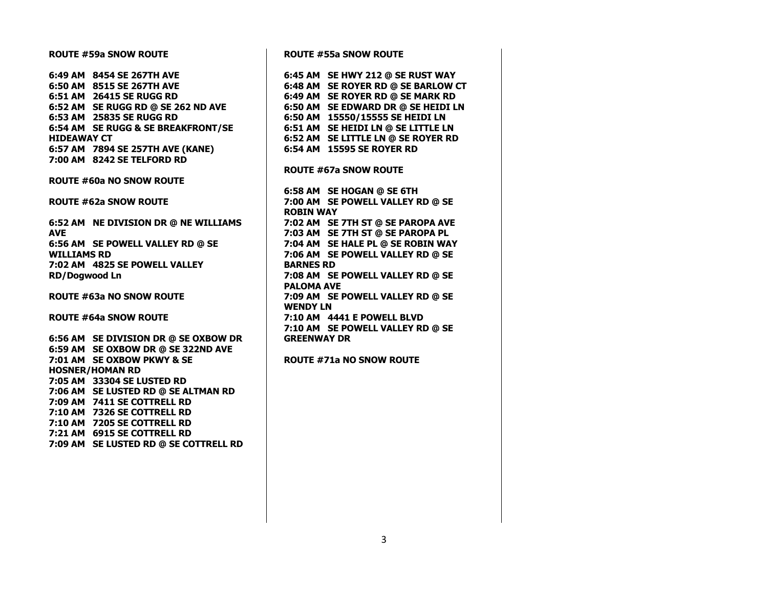**ROUTE #59a SNOW ROUTE**

**6:49 AM 8454 SE 267TH AVE**
**6:50 AM 8515 SE 267TH AVE**
**6:51 AM 26415 SE RUGG RD**
**6:52 AM SE RUGG RD @ SE 262 ND AVE**
**6:53 AM 25835 SE RUGG RD**
**6:54 AM SE RUGG & SE BREAKFRONT/SE HIDEAWAY CT**
**6:57 AM 7894 SE 257TH AVE (KANE)**
**7:00 AM 8242 SE TELFORD RD**

**ROUTE #60a NO SNOW ROUTE**

**ROUTE #62a SNOW ROUTE**

**6:52 AM NE DIVISION DR @ NE WILLIAMS AVE**
**6:56 AM SE POWELL VALLEY RD @ SE WILLIAMS RD**
**7:02 AM 4825 SE POWELL VALLEY RD/Dogwood Ln**

**ROUTE #63a NO SNOW ROUTE**

**ROUTE #64a SNOW ROUTE**

**6:56 AM SE DIVISION DR @ SE OXBOW DR**
**6:59 AM SE OXBOW DR @ SE 322ND AVE**
**7:01 AM SE OXBOW PKWY & SE HOSNER/HOMAN RD**
**7:05 AM 33304 SE LUSTED RD**
**7:06 AM SE LUSTED RD @ SE ALTMAN RD**
**7:09 AM 7411 SE COTTRELL RD**
**7:10 AM 7326 SE COTTRELL RD**
**7:10 AM 7205 SE COTTRELL RD**
**7:21 AM 6915 SE COTTRELL RD**
**7:09 AM SE LUSTED RD @ SE COTTRELL RD**

**ROUTE #55a SNOW ROUTE**

**6:45 AM SE HWY 212 @ SE RUST WAY**
**6:48 AM SE ROYER RD @ SE BARLOW CT**
**6:49 AM SE ROYER RD @ SE MARK RD**
**6:50 AM SE EDWARD DR @ SE HEIDI LN**
**6:50 AM 15550/15555 SE HEIDI LN**
**6:51 AM SE HEIDI LN @ SE LITTLE LN**
**6:52 AM SE LITTLE LN @ SE ROYER RD**
**6:54 AM 15595 SE ROYER RD**

**ROUTE #67a SNOW ROUTE**

**6:58 AM SE HOGAN @ SE 6TH**
**7:00 AM SE POWELL VALLEY RD @ SE ROBIN WAY**
**7:02 AM SE 7TH ST @ SE PAROPA AVE**
**7:03 AM SE 7TH ST @ SE PAROPA PL**
**7:04 AM SE HALE PL @ SE ROBIN WAY**
**7:06 AM SE POWELL VALLEY RD @ SE BARNES RD**
**7:08 AM SE POWELL VALLEY RD @ SE PALOMA AVE**
**7:09 AM SE POWELL VALLEY RD @ SE WENDY LN**
**7:10 AM 4441 E POWELL BLVD**
**7:10 AM SE POWELL VALLEY RD @ SE GREENWAY DR**

**ROUTE #71a NO SNOW ROUTE**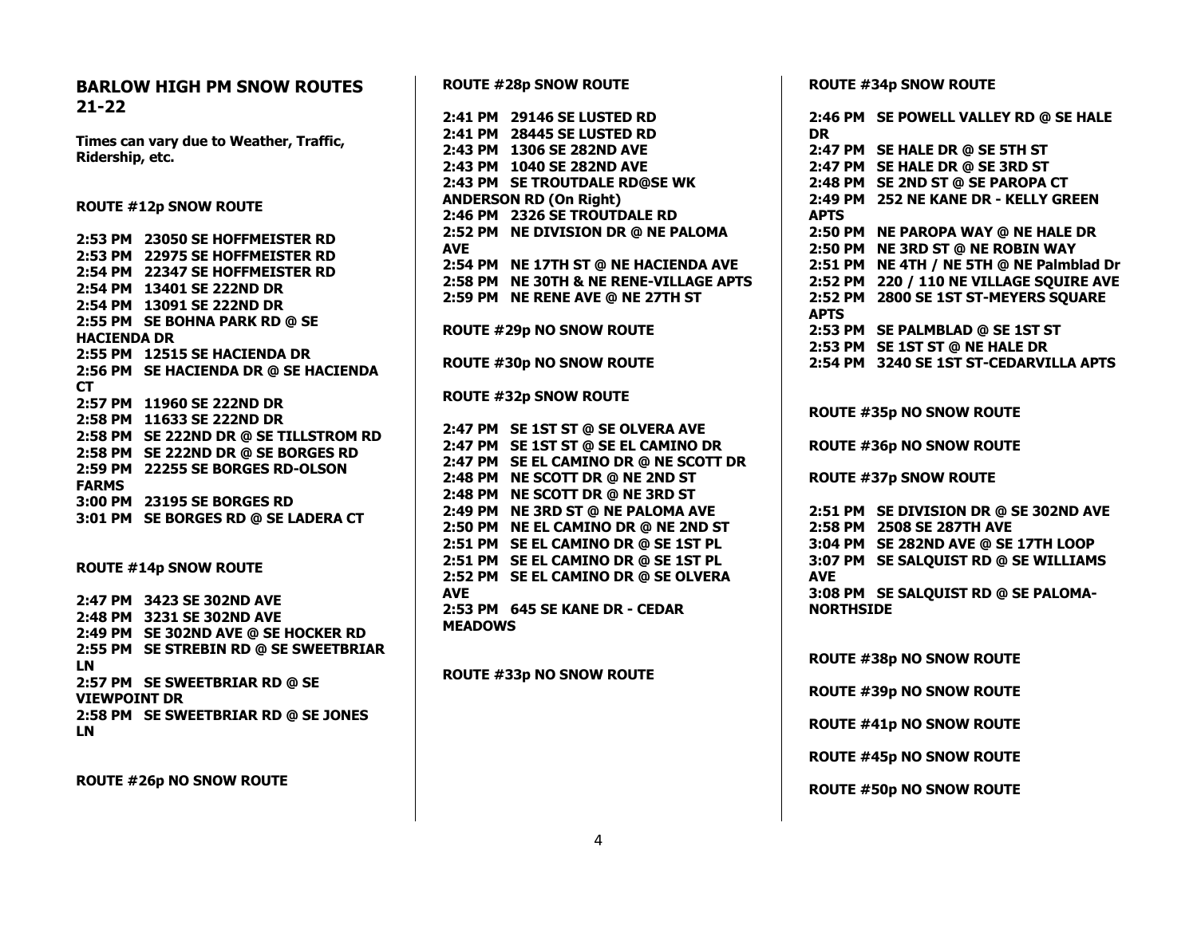## BARLOW HIGH PM SNOW ROUTES 21-22

**Times can vary due to Weather, Traffic, Ridership, etc.**

**ROUTE #12p SNOW ROUTE**

**2:53 PM 23050 SE HOFFMEISTER RD**
**2:53 PM 22975 SE HOFFMEISTER RD**
**2:54 PM 22347 SE HOFFMEISTER RD**
**2:54 PM 13401 SE 222ND DR**
**2:54 PM 13091 SE 222ND DR**
**2:55 PM SE BOHNA PARK RD @ SE HACIENDA DR**
**2:55 PM 12515 SE HACIENDA DR**
**2:56 PM SE HACIENDA DR @ SE HACIENDA CT**
**2:57 PM 11960 SE 222ND DR**
**2:58 PM 11633 SE 222ND DR**
**2:58 PM SE 222ND DR @ SE TILLSTROM RD**
**2:58 PM SE 222ND DR @ SE BORGES RD**
**2:59 PM 22255 SE BORGES RD-OLSON FARMS**
**3:00 PM 23195 SE BORGES RD**
**3:01 PM SE BORGES RD @ SE LADERA CT**

**ROUTE #14p SNOW ROUTE**

**2:47 PM 3423 SE 302ND AVE**
**2:48 PM 3231 SE 302ND AVE**
**2:49 PM SE 302ND AVE @ SE HOCKER RD**
**2:55 PM SE STREBIN RD @ SE SWEETBRIAR LN**
**2:57 PM SE SWEETBRIAR RD @ SE VIEWPOINT DR**
**2:58 PM SE SWEETBRIAR RD @ SE JONES LN**

**ROUTE #26p NO SNOW ROUTE**

**ROUTE #28p SNOW ROUTE**

**2:41 PM 29146 SE LUSTED RD**
**2:41 PM 28445 SE LUSTED RD**
**2:43 PM 1306 SE 282ND AVE**
**2:43 PM 1040 SE 282ND AVE**
**2:43 PM SE TROUTDALE RD@SE WK ANDERSON RD (On Right)**
**2:46 PM 2326 SE TROUTDALE RD**
**2:52 PM NE DIVISION DR @ NE PALOMA AVE**
**2:54 PM NE 17TH ST @ NE HACIENDA AVE**
**2:58 PM NE 30TH & NE RENE-VILLAGE APTS**
**2:59 PM NE RENE AVE @ NE 27TH ST**

**ROUTE #29p NO SNOW ROUTE**

**ROUTE #30p NO SNOW ROUTE**

**ROUTE #32p SNOW ROUTE**

**2:47 PM SE 1ST ST @ SE OLVERA AVE**
**2:47 PM SE 1ST ST @ SE EL CAMINO DR**
**2:47 PM SE EL CAMINO DR @ NE SCOTT DR**
**2:48 PM NE SCOTT DR @ NE 2ND ST**
**2:48 PM NE SCOTT DR @ NE 3RD ST**
**2:49 PM NE 3RD ST @ NE PALOMA AVE**
**2:50 PM NE EL CAMINO DR @ NE 2ND ST**
**2:51 PM SE EL CAMINO DR @ SE 1ST PL**
**2:51 PM SE EL CAMINO DR @ SE 1ST PL**
**2:52 PM SE EL CAMINO DR @ SE OLVERA AVE**
**2:53 PM 645 SE KANE DR - CEDAR MEADOWS**

**ROUTE #33p NO SNOW ROUTE**

**ROUTE #34p SNOW ROUTE**

**2:46 PM SE POWELL VALLEY RD @ SE HALE DR**
**2:47 PM SE HALE DR @ SE 5TH ST**
**2:47 PM SE HALE DR @ SE 3RD ST**
**2:48 PM SE 2ND ST @ SE PAROPA CT**
**2:49 PM 252 NE KANE DR - KELLY GREEN APTS**
**2:50 PM NE PAROPA WAY @ NE HALE DR**
**2:50 PM NE 3RD ST @ NE ROBIN WAY**
**2:51 PM NE 4TH / NE 5TH @ NE Palmblad Dr**
**2:52 PM 220 / 110 NE VILLAGE SQUIRE AVE**
**2:52 PM 2800 SE 1ST ST-MEYERS SQUARE APTS**
**2:53 PM SE PALMBLAD @ SE 1ST ST**
**2:53 PM SE 1ST ST @ NE HALE DR**
**2:54 PM 3240 SE 1ST ST-CEDARVILLA APTS**

**ROUTE #35p NO SNOW ROUTE**

**ROUTE #36p NO SNOW ROUTE**

**ROUTE #37p SNOW ROUTE**

**2:51 PM SE DIVISION DR @ SE 302ND AVE**
**2:58 PM 2508 SE 287TH AVE**
**3:04 PM SE 282ND AVE @ SE 17TH LOOP**
**3:07 PM SE SALQUIST RD @ SE WILLIAMS AVE**
**3:08 PM SE SALQUIST RD @ SE PALOMA-NORTHSIDE**

**ROUTE #38p NO SNOW ROUTE**

**ROUTE #39p NO SNOW ROUTE**

**ROUTE #41p NO SNOW ROUTE**

**ROUTE #45p NO SNOW ROUTE**

**ROUTE #50p NO SNOW ROUTE**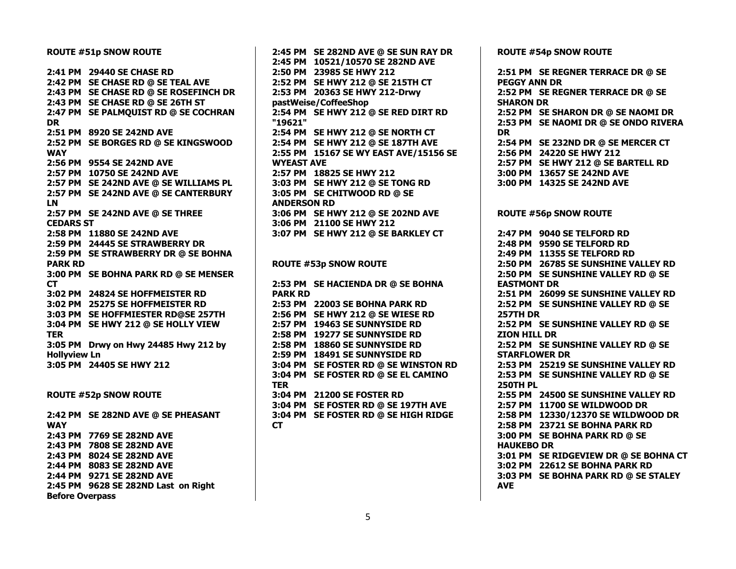**ROUTE #51p SNOW ROUTE**

**2:41 PM 29440 SE CHASE RD**
**2:42 PM SE CHASE RD @ SE TEAL AVE**
**2:43 PM SE CHASE RD @ SE ROSEFINCH DR**
**2:43 PM SE CHASE RD @ SE 26TH ST**
**2:47 PM SE PALMQUIST RD @ SE COCHRAN DR**
**2:51 PM 8920 SE 242ND AVE**
**2:52 PM SE BORGES RD @ SE KINGSWOOD WAY**
**2:56 PM 9554 SE 242ND AVE**
**2:57 PM 10750 SE 242ND AVE**
**2:57 PM SE 242ND AVE @ SE WILLIAMS PL**
**2:57 PM SE 242ND AVE @ SE CANTERBURY LN**
**2:57 PM SE 242ND AVE @ SE THREE CEDARS ST**
**2:58 PM 11880 SE 242ND AVE**
**2:59 PM 24445 SE STRAWBERRY DR**
**2:59 PM SE STRAWBERRY DR @ SE BOHNA PARK RD**
**3:00 PM SE BOHNA PARK RD @ SE MENSER CT**
**3:02 PM 24824 SE HOFFMEISTER RD**
**3:02 PM 25275 SE HOFFMEISTER RD**
**3:03 PM SE HOFFMIESTER RD@SE 257TH**
**3:04 PM SE HWY 212 @ SE HOLLY VIEW TER**
**3:05 PM Drwy on Hwy 24485 Hwy 212 by Hollyview Ln**
**3:05 PM 24405 SE HWY 212**

**ROUTE #52p SNOW ROUTE**

**2:42 PM SE 282ND AVE @ SE PHEASANT WAY**
**2:43 PM 7769 SE 282ND AVE**
**2:43 PM 7808 SE 282ND AVE**
**2:43 PM 8024 SE 282ND AVE**
**2:44 PM 8083 SE 282ND AVE**
**2:44 PM 9271 SE 282ND AVE**
**2:45 PM 9628 SE 282ND Last on Right Before Overpass**
**2:45 PM SE 282ND AVE @ SE SUN RAY DR**
**2:45 PM 10521/10570 SE 282ND AVE**
**2:50 PM 23985 SE HWY 212**
**2:52 PM SE HWY 212 @ SE 215TH CT**
**2:53 PM 20363 SE HWY 212-Drwy pastWeise/CoffeeShop**
**2:54 PM SE HWY 212 @ SE RED DIRT RD "19621"**
**2:54 PM SE HWY 212 @ SE NORTH CT**
**2:54 PM SE HWY 212 @ SE 187TH AVE**
**2:55 PM 15167 SE WY EAST AVE/15156 SE WYEAST AVE**
**2:57 PM 18825 SE HWY 212**
**3:03 PM SE HWY 212 @ SE TONG RD**
**3:05 PM SE CHITWOOD RD @ SE ANDERSON RD**
**3:06 PM SE HWY 212 @ SE 202ND AVE**
**3:06 PM 21100 SE HWY 212**
**3:07 PM SE HWY 212 @ SE BARKLEY CT**

**ROUTE #53p SNOW ROUTE**

**2:53 PM SE HACIENDA DR @ SE BOHNA PARK RD**
**2:53 PM 22003 SE BOHNA PARK RD**
**2:56 PM SE HWY 212 @ SE WIESE RD**
**2:57 PM 19463 SE SUNNYSIDE RD**
**2:58 PM 19277 SE SUNNYSIDE RD**
**2:58 PM 18860 SE SUNNYSIDE RD**
**2:59 PM 18491 SE SUNNYSIDE RD**
**3:04 PM SE FOSTER RD @ SE WINSTON RD**
**3:04 PM SE FOSTER RD @ SE EL CAMINO TER**
**3:04 PM 21200 SE FOSTER RD**
**3:04 PM SE FOSTER RD @ SE 197TH AVE**
**3:04 PM SE FOSTER RD @ SE HIGH RIDGE CT**

**ROUTE #54p SNOW ROUTE**

**2:51 PM SE REGNER TERRACE DR @ SE PEGGY ANN DR**
**2:52 PM SE REGNER TERRACE DR @ SE SHARON DR**
**2:52 PM SE SHARON DR @ SE NAOMI DR**
**2:53 PM SE NAOMI DR @ SE ONDO RIVERA DR**
**2:54 PM SE 232ND DR @ SE MERCER CT**
**2:56 PM 24220 SE HWY 212**
**2:57 PM SE HWY 212 @ SE BARTELL RD**
**3:00 PM 13657 SE 242ND AVE**
**3:00 PM 14325 SE 242ND AVE**

**ROUTE #56p SNOW ROUTE**

**2:47 PM 9040 SE TELFORD RD**
**2:48 PM 9590 SE TELFORD RD**
**2:49 PM 11355 SE TELFORD RD**
**2:50 PM 26785 SE SUNSHINE VALLEY RD**
**2:50 PM SE SUNSHINE VALLEY RD @ SE EASTMONT DR**
**2:51 PM 26099 SE SUNSHINE VALLEY RD**
**2:52 PM SE SUNSHINE VALLEY RD @ SE 257TH DR**
**2:52 PM SE SUNSHINE VALLEY RD @ SE ZION HILL DR**
**2:52 PM SE SUNSHINE VALLEY RD @ SE STARFLOWER DR**
**2:53 PM 25219 SE SUNSHINE VALLEY RD**
**2:53 PM SE SUNSHINE VALLEY RD @ SE 250TH PL**
**2:55 PM 24500 SE SUNSHINE VALLEY RD**
**2:57 PM 11700 SE WILDWOOD DR**
**2:58 PM 12330/12370 SE WILDWOOD DR**
**2:58 PM 23721 SE BOHNA PARK RD**
**3:00 PM SE BOHNA PARK RD @ SE HAUKEBO DR**
**3:01 PM SE RIDGEVIEW DR @ SE BOHNA CT**
**3:02 PM 22612 SE BOHNA PARK RD**
**3:03 PM SE BOHNA PARK RD @ SE STALEY AVE**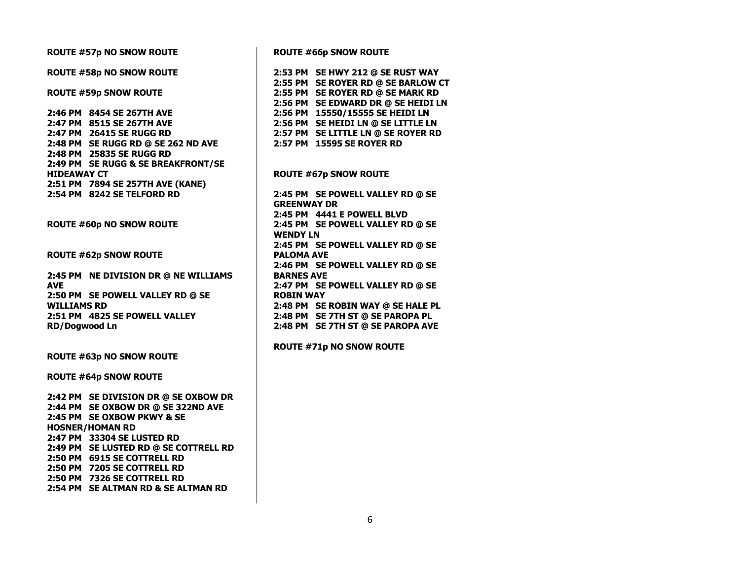**ROUTE #57p NO SNOW ROUTE**

**ROUTE #58p NO SNOW ROUTE**

**ROUTE #59p SNOW ROUTE**

**2:46 PM 8454 SE 267TH AVE**
**2:47 PM 8515 SE 267TH AVE**
**2:47 PM 26415 SE RUGG RD**
**2:48 PM SE RUGG RD @ SE 262 ND AVE**
**2:48 PM 25835 SE RUGG RD**
**2:49 PM SE RUGG & SE BREAKFRONT/SE HIDEAWAY CT**
**2:51 PM 7894 SE 257TH AVE (KANE)**
**2:54 PM 8242 SE TELFORD RD**

**ROUTE #60p NO SNOW ROUTE**

**ROUTE #62p SNOW ROUTE**

**2:45 PM NE DIVISION DR @ NE WILLIAMS AVE**
**2:50 PM SE POWELL VALLEY RD @ SE WILLIAMS RD**
**2:51 PM 4825 SE POWELL VALLEY RD/Dogwood Ln**

**ROUTE #63p NO SNOW ROUTE**

**ROUTE #64p SNOW ROUTE**

**2:42 PM SE DIVISION DR @ SE OXBOW DR**
**2:44 PM SE OXBOW DR @ SE 322ND AVE**
**2:45 PM SE OXBOW PKWY & SE HOSNER/HOMAN RD**
**2:47 PM 33304 SE LUSTED RD**
**2:49 PM SE LUSTED RD @ SE COTTRELL RD**
**2:50 PM 6915 SE COTTRELL RD**
**2:50 PM 7205 SE COTTRELL RD**
**2:50 PM 7326 SE COTTRELL RD**
**2:54 PM SE ALTMAN RD & SE ALTMAN RD**

**ROUTE #66p SNOW ROUTE**

**2:53 PM SE HWY 212 @ SE RUST WAY**
**2:55 PM SE ROYER RD @ SE BARLOW CT**
**2:55 PM SE ROYER RD @ SE MARK RD**
**2:56 PM SE EDWARD DR @ SE HEIDI LN**
**2:56 PM 15550/15555 SE HEIDI LN**
**2:56 PM SE HEIDI LN @ SE LITTLE LN**
**2:57 PM SE LITTLE LN @ SE ROYER RD**
**2:57 PM 15595 SE ROYER RD**

**ROUTE #67p SNOW ROUTE**

**2:45 PM SE POWELL VALLEY RD @ SE GREENWAY DR**
**2:45 PM 4441 E POWELL BLVD**
**2:45 PM SE POWELL VALLEY RD @ SE WENDY LN**
**2:45 PM SE POWELL VALLEY RD @ SE PALOMA AVE**
**2:46 PM SE POWELL VALLEY RD @ SE BARNES AVE**
**2:47 PM SE POWELL VALLEY RD @ SE ROBIN WAY**
**2:48 PM SE ROBIN WAY @ SE HALE PL**
**2:48 PM SE 7TH ST @ SE PAROPA PL**
**2:48 PM SE 7TH ST @ SE PAROPA AVE**

**ROUTE #71p NO SNOW ROUTE**